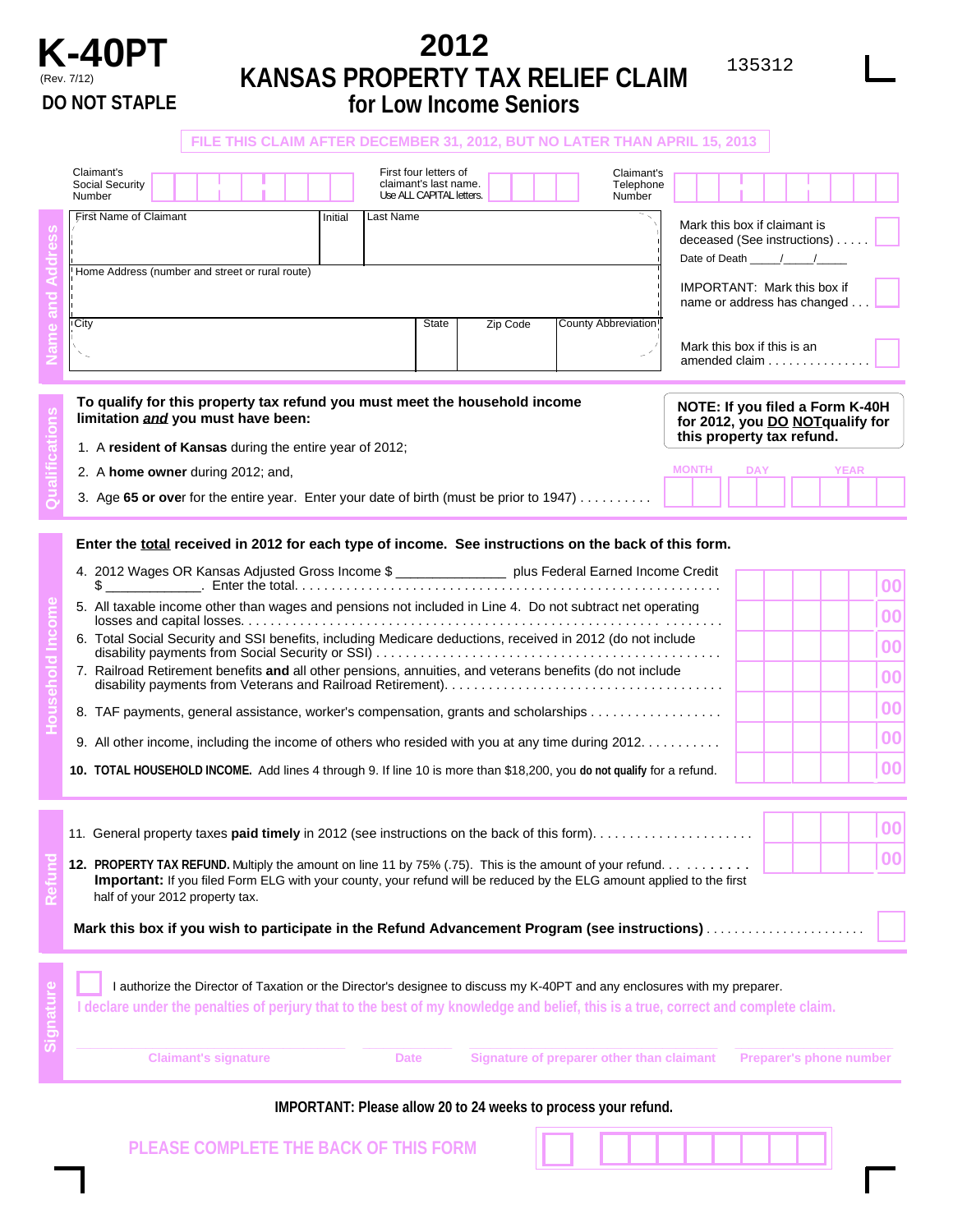# K-40PT

(Rev. 7/12)

**DO NOT STAPLE**

# 2012 KANSAS PROPERTY TAX RELIEF CLAIM for Low Income Seniors

135312

**FILE THIS CLAIM AFTER DECEMBER 31, 2012, BUT NO LATER THAN APRIL 15, 2013**

## Name and Address

Claimant's Social Security Number

First four letters of claimant's last name. Use ALL CAPITAL letters.

Claimant's Telephone Number

| First Name of Claimant | Initial | Last Name |
|---|---|---|
| | | |

Home Address (number and street or rural route)

| City | State | Zip Code | County Abbreviation |
|---|---|---|---|
| | | | |

Mark this box if claimant is deceased (See instructions) . . . . . ☐

Date of Death _____/_____/_____

IMPORTANT: Mark this box if name or address has changed . . . ☐

Mark this box if this is an amended claim . . . . . . . . . . . . . . . ☐

## Qualifications

**To qualify for this property tax refund you must meet the household income limitation *and* you must have been:**

**NOTE: If you filed a Form K-40H for 2012, you DO NOT qualify for this property tax refund.**

1. A **resident of Kansas** during the entire year of 2012;
2. A **home owner** during 2012; and,
3. Age **65 or ove**r for the entire year. Enter your date of birth (must be prior to 1947) . . . . . . . . . . MONTH DAY YEAR

## Household Income

**Enter the total received in 2012 for each type of income. See instructions on the back of this form.**

4. 2012 Wages OR Kansas Adjusted Gross Income $ ______________ plus Federal Earned Income Credit $ ____________. Enter the total. . . . . . . . . . . . . . . . . . . . . . . . . . . . . . . . . . . . . . . . . . . . . . . . . . . . . . . . . 00
5. All taxable income other than wages and pensions not included in Line 4. Do not subtract net operating losses and capital losses. . . . . . . . . . . . . . . . . . . . . . . . . . . . . . . . . . . . . . . . . . . . . . . . . . . . . . . . . . . 00
6. Total Social Security and SSI benefits, including Medicare deductions, received in 2012 (do not include disability payments from Social Security or SSI) . . . . . . . . . . . . . . . . . . . . . . . . . . . . . . . . . . . . . . . . . . . . . 00
7. Railroad Retirement benefits **and** all other pensions, annuities, and veterans benefits (do not include disability payments from Veterans and Railroad Retirement). . . . . . . . . . . . . . . . . . . . . . . . . . . . . . . . . . . . 00
8. TAF payments, general assistance, worker's compensation, grants and scholarships . . . . . . . . . . . . . . . . . . 00
9. All other income, including the income of others who resided with you at any time during 2012. . . . . . . . . . . 00
10. **TOTAL HOUSEHOLD INCOME.** Add lines 4 through 9. If line 10 is more than $18,200, you **do not qualify** for a refund. 00

## Refund

11. General property taxes **paid timely** in 2012 (see instructions on the back of this form). . . . . . . . . . . . . . . . . . . . . . 00
12. **PROPERTY TAX REFUND.** Multiply the amount on line 11 by 75% (.75). This is the amount of your refund. . . . . . . . . . . 00

**Important:** If you filed Form ELG with your county, your refund will be reduced by the ELG amount applied to the first half of your 2012 property tax.

**Mark this box if you wish to participate in the Refund Advancement Program (see instructions)** . . . . . . . . . . . . . . . . . . . . . . . ☐

## Signature

☐ I authorize the Director of Taxation or the Director's designee to discuss my K-40PT and any enclosures with my preparer.

**I declare under the penalties of perjury that to the best of my knowledge and belief, this is a true, correct and complete claim.**

| Claimant's signature | Date | Signature of preparer other than claimant | Preparer's phone number |
|---|---|---|---|
| | | | |

**IMPORTANT: Please allow 20 to 24 weeks to process your refund.**

**PLEASE COMPLETE THE BACK OF THIS FORM**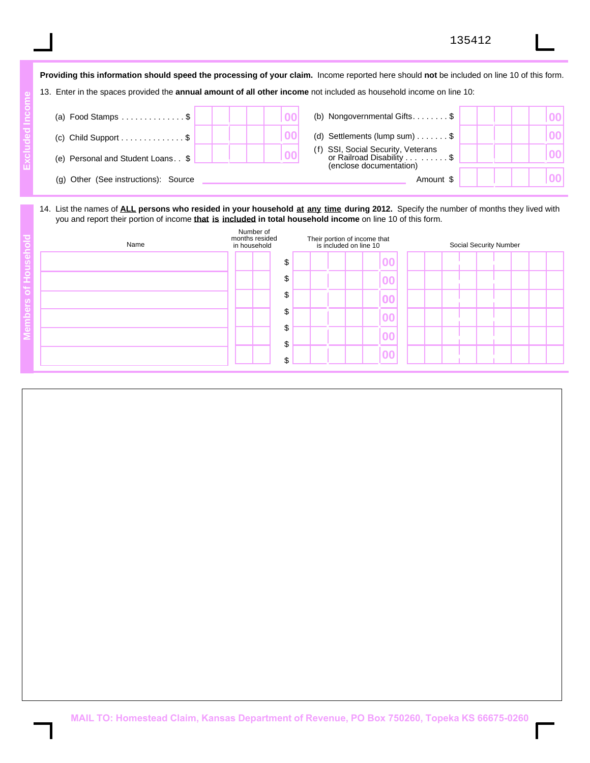135412

## Excluded Income

**Providing this information should speed the processing of your claim.** Income reported here should **not** be included on line 10 of this form.

13. Enter in the spaces provided the **annual amount of all other income** not included as household income on line 10:

| | | | |
|---|---|---|---|
| (a) Food Stamps . . . . . . . . . . . . . . $ | 00 | (b) Nongovernmental Gifts. . . . . . . . $ | 00 |
| (c) Child Support . . . . . . . . . . . . . . $ | 00 | (d) Settlements (lump sum) . . . . . . . $ | 00 |
| (e) Personal and Student Loans. . $ | 00 | (f) SSI, Social Security, Veterans or Railroad Disability . . . . . . . . . $ (enclose documentation) | 00 |

(g) Other (See instructions): Source ______________________ Amount $ 00

## Members of Household

14. List the names of **ALL persons who resided in your household at any time during 2012.** Specify the number of months they lived with you and report their portion of income **that is included in total household income** on line 10 of this form.

| Name | Number of months resided in household | Their portion of income that is included on line 10 | Social Security Number |
|---|---|---|---|
| | | $ 00 | |
| | | $ 00 | |
| | | $ 00 | |
| | | $ 00 | |
| | | $ 00 | |
| | | $ 00 | |

MAIL TO: Homestead Claim, Kansas Department of Revenue, PO Box 750260, Topeka KS 66675-0260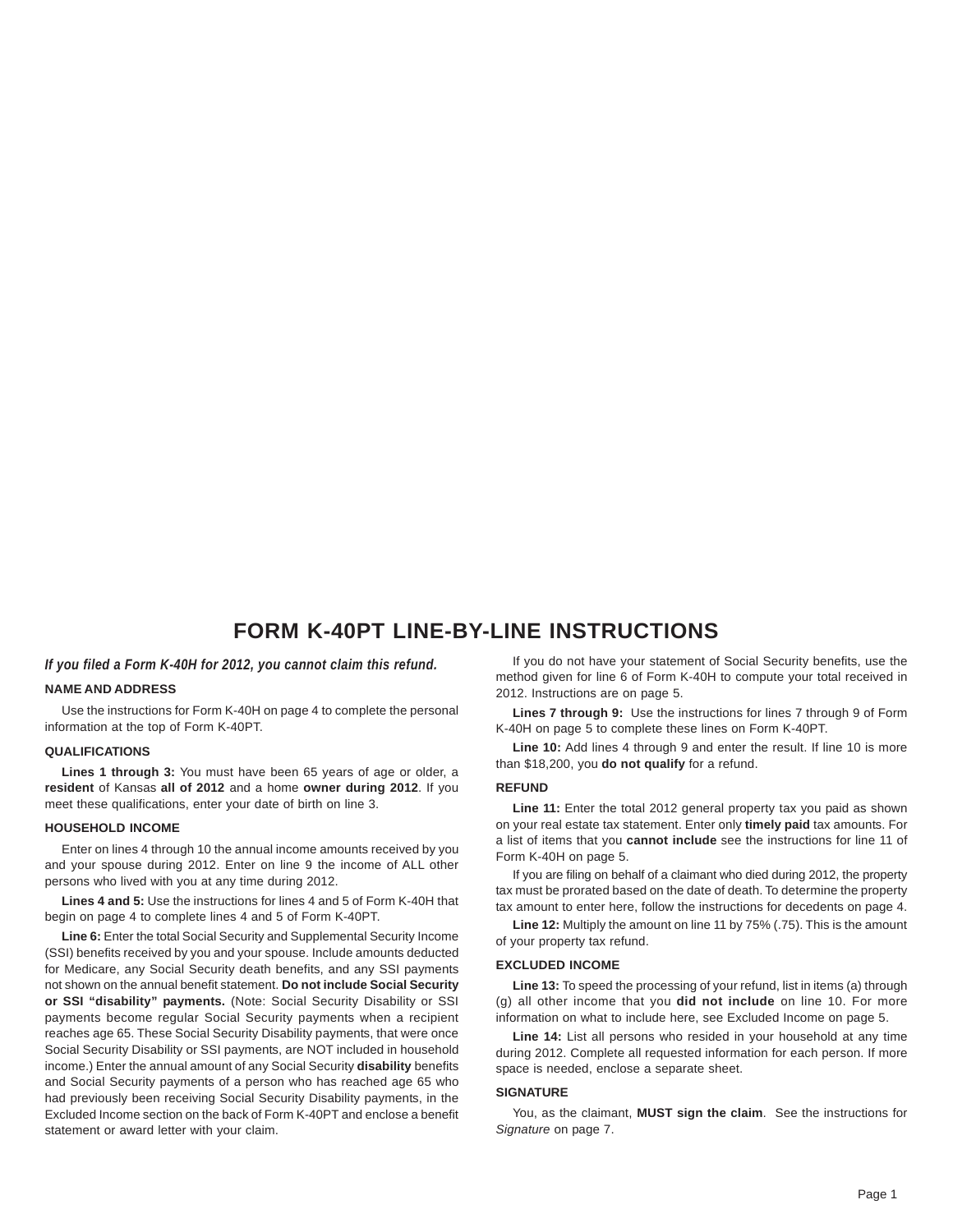# FORM K-40PT LINE-BY-LINE INSTRUCTIONS

***If you filed a Form K-40H for 2012, you cannot claim this refund.***

### NAME AND ADDRESS

Use the instructions for Form K-40H on page 4 to complete the personal information at the top of Form K-40PT.

### QUALIFICATIONS

**Lines 1 through 3:** You must have been 65 years of age or older, a **resident** of Kansas **all of 2012** and a home **owner during 2012**. If you meet these qualifications, enter your date of birth on line 3.

### HOUSEHOLD INCOME

Enter on lines 4 through 10 the annual income amounts received by you and your spouse during 2012. Enter on line 9 the income of ALL other persons who lived with you at any time during 2012.

**Lines 4 and 5:** Use the instructions for lines 4 and 5 of Form K-40H that begin on page 4 to complete lines 4 and 5 of Form K-40PT.

**Line 6:** Enter the total Social Security and Supplemental Security Income (SSI) benefits received by you and your spouse. Include amounts deducted for Medicare, any Social Security death benefits, and any SSI payments not shown on the annual benefit statement. **Do not include Social Security or SSI "disability" payments.** (Note: Social Security Disability or SSI payments become regular Social Security payments when a recipient reaches age 65. These Social Security Disability payments, that were once Social Security Disability or SSI payments, are NOT included in household income.) Enter the annual amount of any Social Security **disability** benefits and Social Security payments of a person who has reached age 65 who had previously been receiving Social Security Disability payments, in the Excluded Income section on the back of Form K-40PT and enclose a benefit statement or award letter with your claim.

If you do not have your statement of Social Security benefits, use the method given for line 6 of Form K-40H to compute your total received in 2012. Instructions are on page 5.

**Lines 7 through 9:** Use the instructions for lines 7 through 9 of Form K-40H on page 5 to complete these lines on Form K-40PT.

**Line 10:** Add lines 4 through 9 and enter the result. If line 10 is more than $18,200, you **do not qualify** for a refund.

### REFUND

**Line 11:** Enter the total 2012 general property tax you paid as shown on your real estate tax statement. Enter only **timely paid** tax amounts. For a list of items that you **cannot include** see the instructions for line 11 of Form K-40H on page 5.

If you are filing on behalf of a claimant who died during 2012, the property tax must be prorated based on the date of death. To determine the property tax amount to enter here, follow the instructions for decedents on page 4.

**Line 12:** Multiply the amount on line 11 by 75% (.75). This is the amount of your property tax refund.

### EXCLUDED INCOME

**Line 13:** To speed the processing of your refund, list in items (a) through (g) all other income that you **did not include** on line 10. For more information on what to include here, see Excluded Income on page 5.

**Line 14:** List all persons who resided in your household at any time during 2012. Complete all requested information for each person. If more space is needed, enclose a separate sheet.

### SIGNATURE

You, as the claimant, **MUST sign the claim**. See the instructions for *Signature* on page 7.